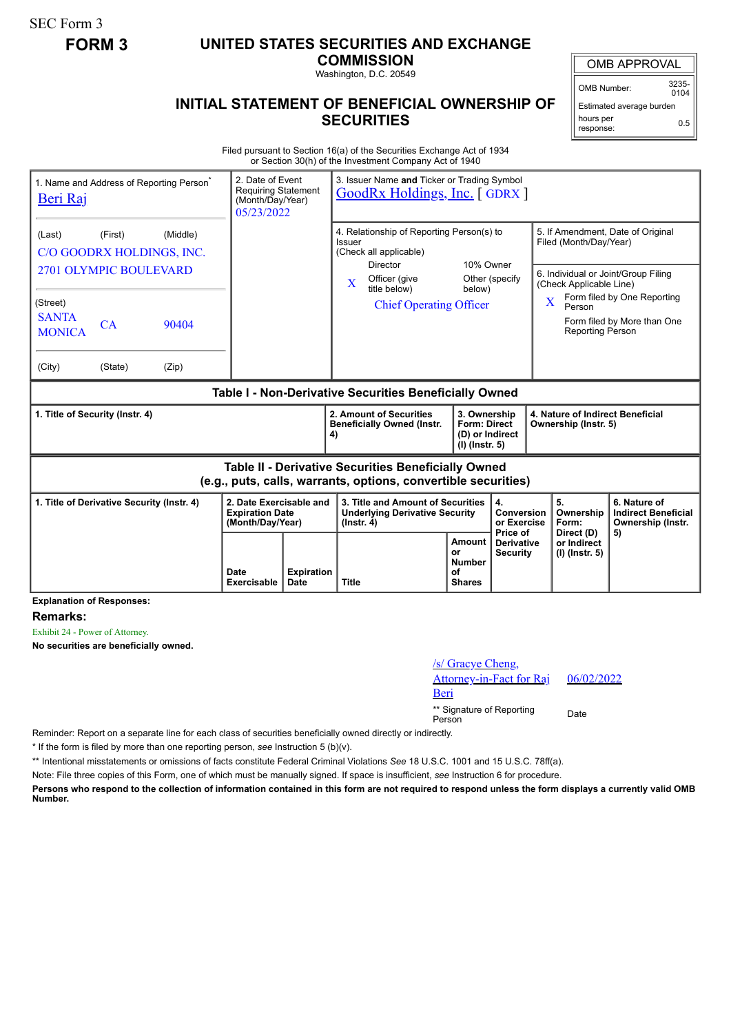SEC Form 3

**FORM 3**

# UNITED STATES SECURITIES AND EXCHANGE COMMISSION

Washington, D.C. 20549

## INITIAL STATEMENT OF BENEFICIAL OWNERSHIP OF SECURITIES

| OMB APPROVAL | |
|---|---|
| OMB Number: | 3235-0104 |
| Estimated average burden hours per response: | 0.5 |

Filed pursuant to Section 16(a) of the Securities Exchange Act of 1934 or Section 30(h) of the Investment Company Act of 1940

| 1. Name and Address of Reporting Person* | 2. Date of Event Requiring Statement (Month/Day/Year) | 3. Issuer Name and Ticker or Trading Symbol |
|---|---|---|
| Beri Raj<br>(Last) (First) (Middle)<br>C/O GOODRX HOLDINGS, INC.<br>2701 OLYMPIC BOULEVARD<br>(Street)<br>SANTA MONICA CA 90404<br>(City) (State) (Zip) | 05/23/2022 | GoodRx Holdings, Inc. [ GDRX ]<br><br>4. Relationship of Reporting Person(s) to Issuer (Check all applicable)<br>Director / 10% Owner<br>X Officer (give title below) / Other (specify below)<br>Chief Operating Officer<br><br>5. If Amendment, Date of Original Filed (Month/Day/Year)<br><br>6. Individual or Joint/Group Filing (Check Applicable Line)<br>X Form filed by One Reporting Person<br>Form filed by More than One Reporting Person |

**Table I - Non-Derivative Securities Beneficially Owned**

| 1. Title of Security (Instr. 4) | 2. Amount of Securities Beneficially Owned (Instr. 4) | 3. Ownership Form: Direct (D) or Indirect (I) (Instr. 5) | 4. Nature of Indirect Beneficial Ownership (Instr. 5) |
|---|---|---|---|

**Table II - Derivative Securities Beneficially Owned (e.g., puts, calls, warrants, options, convertible securities)**

| 1. Title of Derivative Security (Instr. 4) | 2. Date Exercisable and Expiration Date (Month/Day/Year) | | 3. Title and Amount of Securities Underlying Derivative Security (Instr. 4) | | 4. Conversion or Exercise Price of Derivative Security | 5. Ownership Form: Direct (D) or Indirect (I) (Instr. 5) | 6. Nature of Indirect Beneficial Ownership (Instr. 5) |
|---|---|---|---|---|---|---|---|
| | Date Exercisable | Expiration Date | Title | Amount or Number of Shares | | | |

**Explanation of Responses:**

**Remarks:**

Exhibit 24 - Power of Attorney.

**No securities are beneficially owned.**

/s/ Gracye Cheng, Attorney-in-Fact for Raj Beri — 06/02/2022

** Signature of Reporting Person — Date

Reminder: Report on a separate line for each class of securities beneficially owned directly or indirectly.

* If the form is filed by more than one reporting person, *see* Instruction 5 (b)(v).

** Intentional misstatements or omissions of facts constitute Federal Criminal Violations *See* 18 U.S.C. 1001 and 15 U.S.C. 78ff(a).

Note: File three copies of this Form, one of which must be manually signed. If space is insufficient, *see* Instruction 6 for procedure.

**Persons who respond to the collection of information contained in this form are not required to respond unless the form displays a currently valid OMB Number.**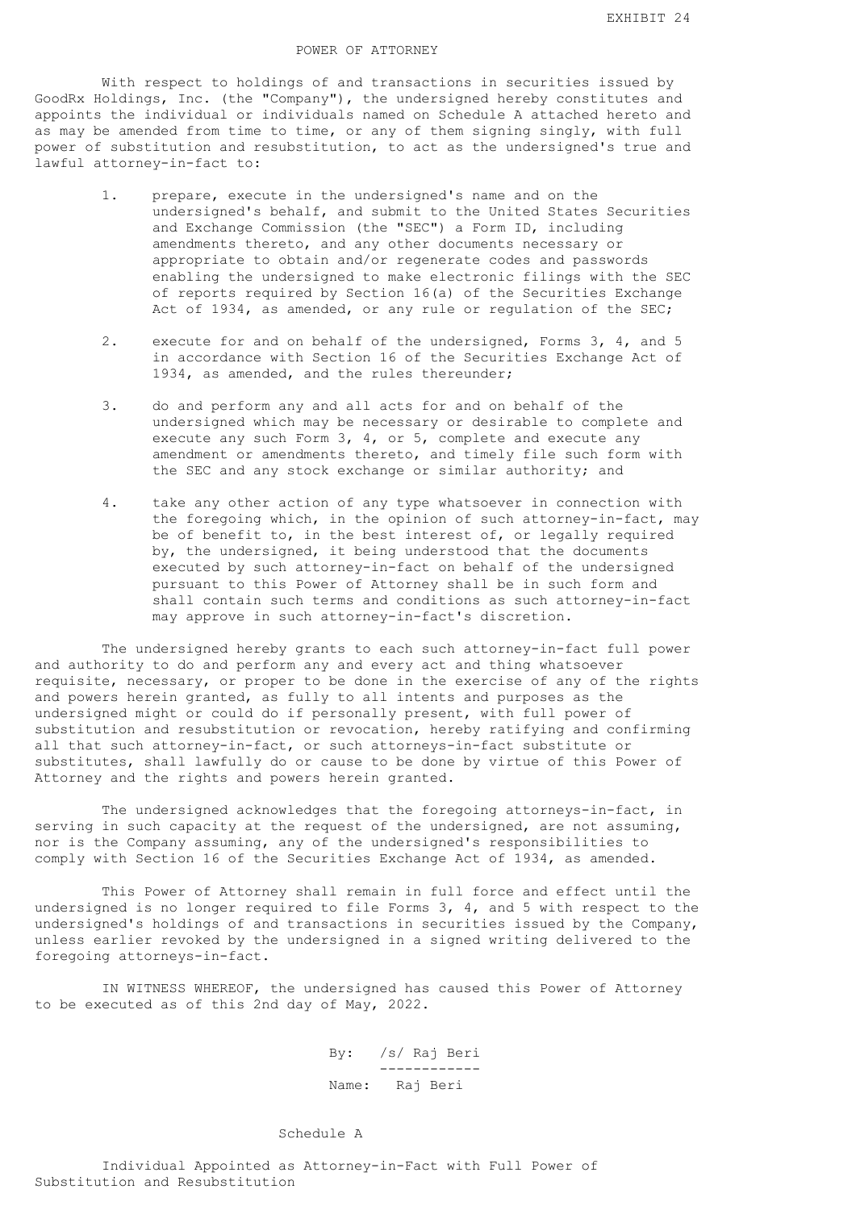EXHIBIT 24

# POWER OF ATTORNEY

With respect to holdings of and transactions in securities issued by GoodRx Holdings, Inc. (the "Company"), the undersigned hereby constitutes and appoints the individual or individuals named on Schedule A attached hereto and as may be amended from time to time, or any of them signing singly, with full power of substitution and resubstitution, to act as the undersigned's true and lawful attorney-in-fact to:

1. prepare, execute in the undersigned's name and on the undersigned's behalf, and submit to the United States Securities and Exchange Commission (the "SEC") a Form ID, including amendments thereto, and any other documents necessary or appropriate to obtain and/or regenerate codes and passwords enabling the undersigned to make electronic filings with the SEC of reports required by Section 16(a) of the Securities Exchange Act of 1934, as amended, or any rule or regulation of the SEC;

2. execute for and on behalf of the undersigned, Forms 3, 4, and 5 in accordance with Section 16 of the Securities Exchange Act of 1934, as amended, and the rules thereunder;

3. do and perform any and all acts for and on behalf of the undersigned which may be necessary or desirable to complete and execute any such Form 3, 4, or 5, complete and execute any amendment or amendments thereto, and timely file such form with the SEC and any stock exchange or similar authority; and

4. take any other action of any type whatsoever in connection with the foregoing which, in the opinion of such attorney-in-fact, may be of benefit to, in the best interest of, or legally required by, the undersigned, it being understood that the documents executed by such attorney-in-fact on behalf of the undersigned pursuant to this Power of Attorney shall be in such form and shall contain such terms and conditions as such attorney-in-fact may approve in such attorney-in-fact's discretion.

The undersigned hereby grants to each such attorney-in-fact full power and authority to do and perform any and every act and thing whatsoever requisite, necessary, or proper to be done in the exercise of any of the rights and powers herein granted, as fully to all intents and purposes as the undersigned might or could do if personally present, with full power of substitution and resubstitution or revocation, hereby ratifying and confirming all that such attorney-in-fact, or such attorneys-in-fact substitute or substitutes, shall lawfully do or cause to be done by virtue of this Power of Attorney and the rights and powers herein granted.

The undersigned acknowledges that the foregoing attorneys-in-fact, in serving in such capacity at the request of the undersigned, are not assuming, nor is the Company assuming, any of the undersigned's responsibilities to comply with Section 16 of the Securities Exchange Act of 1934, as amended.

This Power of Attorney shall remain in full force and effect until the undersigned is no longer required to file Forms 3, 4, and 5 with respect to the undersigned's holdings of and transactions in securities issued by the Company, unless earlier revoked by the undersigned in a signed writing delivered to the foregoing attorneys-in-fact.

IN WITNESS WHEREOF, the undersigned has caused this Power of Attorney to be executed as of this 2nd day of May, 2022.

By: /s/ Raj Beri

Name: Raj Beri

## Schedule A

Individual Appointed as Attorney-in-Fact with Full Power of Substitution and Resubstitution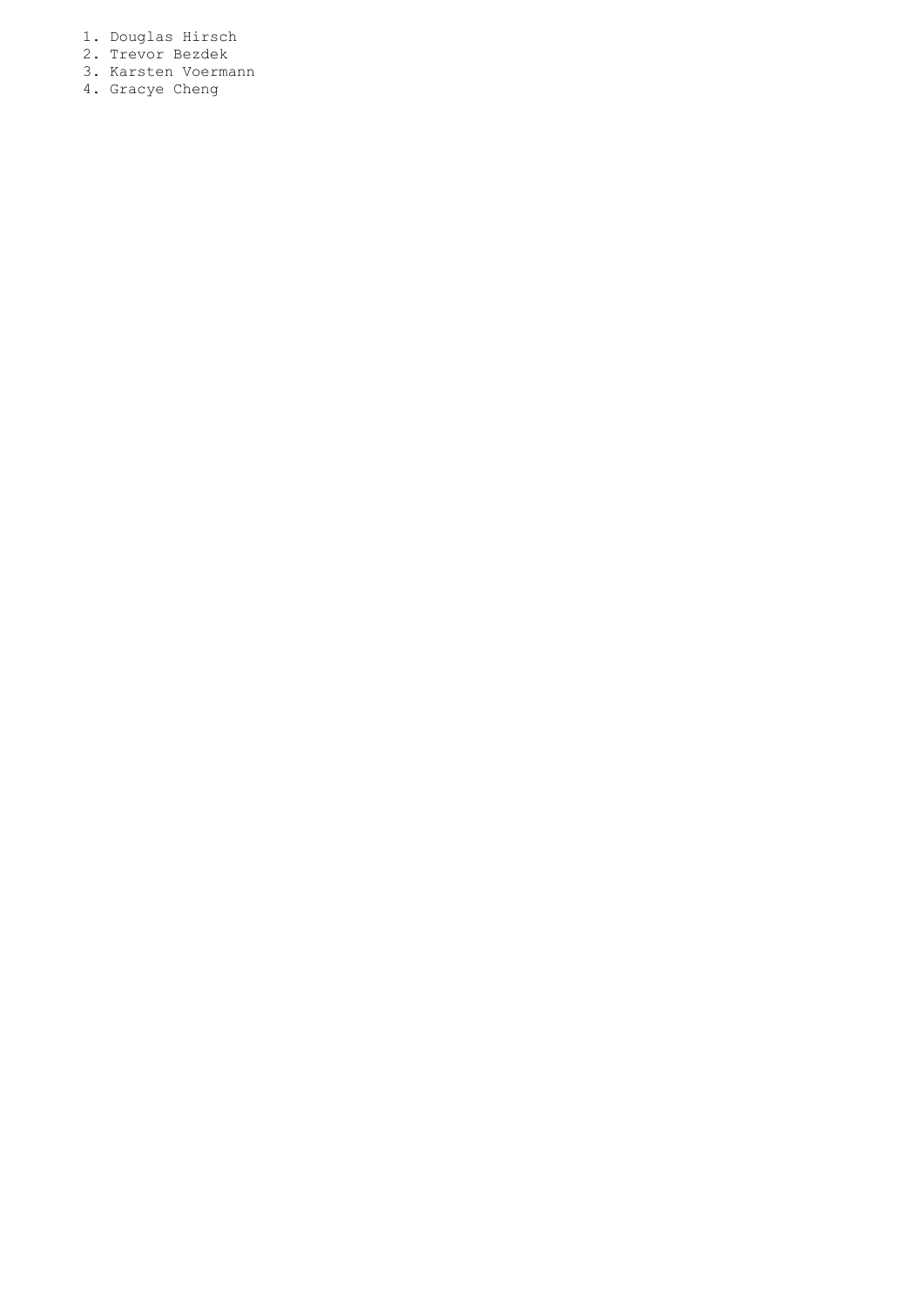1. Douglas Hirsch
2. Trevor Bezdek
3. Karsten Voermann
4. Gracye Cheng